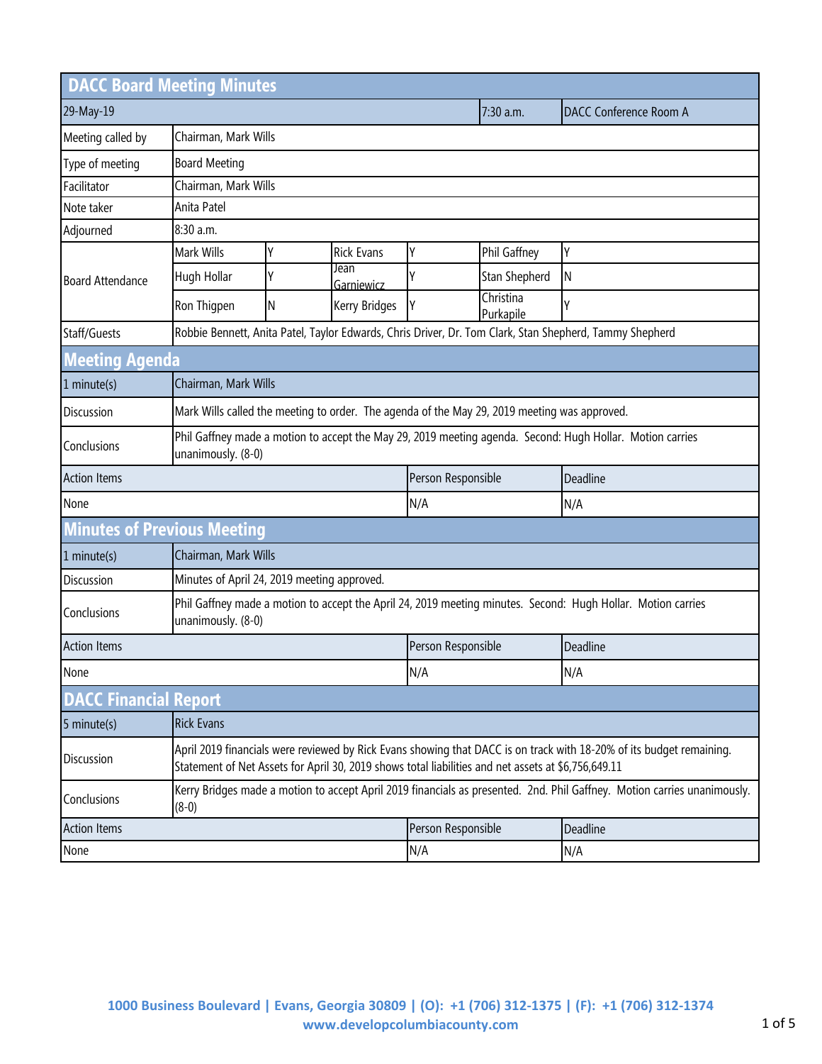# DACC Board Meeting Minutes

| | | | | | | |
|---|---|---|---|---|---|---|
| 29-May-19 | | | | | 7:30 a.m. | DACC Conference Room A |
| Meeting called by | Chairman, Mark Wills | | | | | |
| Type of meeting | Board Meeting | | | | | |
| Facilitator | Chairman, Mark Wills | | | | | |
| Note taker | Anita Patel | | | | | |
| Adjourned | 8:30 a.m. | | | | | |
| Board Attendance | Mark Wills | Y | Rick Evans | Y | Phil Gaffney | Y |
| | Hugh Hollar | Y | Jean Garniewicz | Y | Stan Shepherd | N |
| | Ron Thigpen | N | Kerry Bridges | Y | Christina Purkapile | Y |
| Staff/Guests | Robbie Bennett, Anita Patel, Taylor Edwards, Chris Driver, Dr. Tom Clark, Stan Shepherd, Tammy Shepherd | | | | | |

## Meeting Agenda

| | | | |
|---|---|---|---|
| 1 minute(s) | Chairman, Mark Wills | | |
| Discussion | Mark Wills called the meeting to order. The agenda of the May 29, 2019 meeting was approved. | | |
| Conclusions | Phil Gaffney made a motion to accept the May 29, 2019 meeting agenda. Second: Hugh Hollar. Motion carries unanimously. (8-0) | | |
| Action Items | | Person Responsible | Deadline |
| None | | N/A | N/A |

## Minutes of Previous Meeting

| | | | |
|---|---|---|---|
| 1 minute(s) | Chairman, Mark Wills | | |
| Discussion | Minutes of April 24, 2019 meeting approved. | | |
| Conclusions | Phil Gaffney made a motion to accept the April 24, 2019 meeting minutes. Second: Hugh Hollar. Motion carries unanimously. (8-0) | | |
| Action Items | | Person Responsible | Deadline |
| None | | N/A | N/A |

## DACC Financial Report

| | | | |
|---|---|---|---|
| 5 minute(s) | Rick Evans | | |
| Discussion | April 2019 financials were reviewed by Rick Evans showing that DACC is on track with 18-20% of its budget remaining. Statement of Net Assets for April 30, 2019 shows total liabilities and net assets at $6,756,649.11 | | |
| Conclusions | Kerry Bridges made a motion to accept April 2019 financials as presented. 2nd. Phil Gaffney. Motion carries unanimously. (8-0) | | |
| Action Items | | Person Responsible | Deadline |
| None | | N/A | N/A |

1000 Business Boulevard | Evans, Georgia 30809 | (O): +1 (706) 312-1375 | (F): +1 (706) 312-1374
www.developcolumbiacounty.com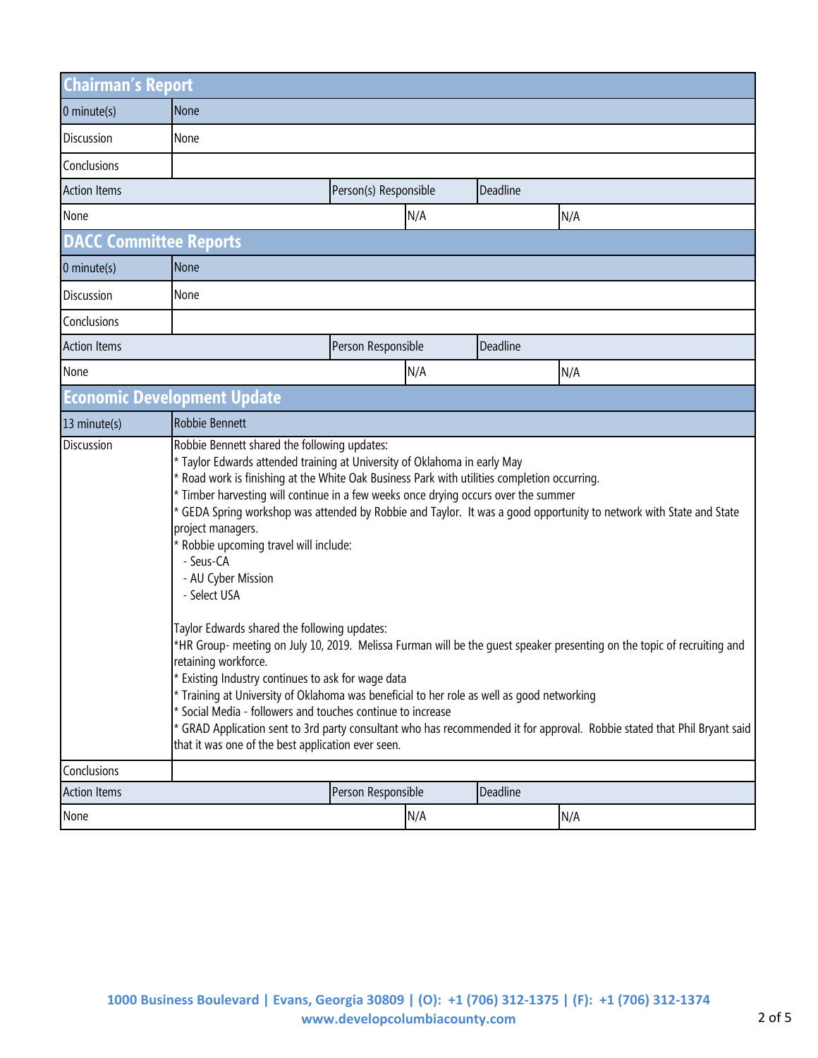## Chairman's Report

| | |
|---|---|
| 0 minute(s) | None |
| Discussion | None |
| Conclusions | |

| Action Items | Person(s) Responsible | Deadline |
|---|---|---|
| None | N/A | N/A |

## DACC Committee Reports

| | |
|---|---|
| 0 minute(s) | None |
| Discussion | None |
| Conclusions | |

| Action Items | Person Responsible | Deadline |
|---|---|---|
| None | N/A | N/A |

## Economic Development Update

| | |
|---|---|
| 13 minute(s) | Robbie Bennett |

**Discussion**

Robbie Bennett shared the following updates:
* Taylor Edwards attended training at University of Oklahoma in early May
* Road work is finishing at the White Oak Business Park with utilities completion occurring.
* Timber harvesting will continue in a few weeks once drying occurs over the summer
* GEDA Spring workshop was attended by Robbie and Taylor. It was a good opportunity to network with State and State project managers.
* Robbie upcoming travel will include:
  - Seus-CA
  - AU Cyber Mission
  - Select USA

Taylor Edwards shared the following updates:
*HR Group- meeting on July 10, 2019. Melissa Furman will be the guest speaker presenting on the topic of recruiting and retaining workforce.
* Existing Industry continues to ask for wage data
* Training at University of Oklahoma was beneficial to her role as well as good networking
* Social Media - followers and touches continue to increase
* GRAD Application sent to 3rd party consultant who has recommended it for approval. Robbie stated that Phil Bryant said that it was one of the best application ever seen.

**Conclusions**

| Action Items | Person Responsible | Deadline |
|---|---|---|
| None | N/A | N/A |

1000 Business Boulevard | Evans, Georgia 30809 | (O): +1 (706) 312-1375 | (F): +1 (706) 312-1374
www.developcolumbiacounty.com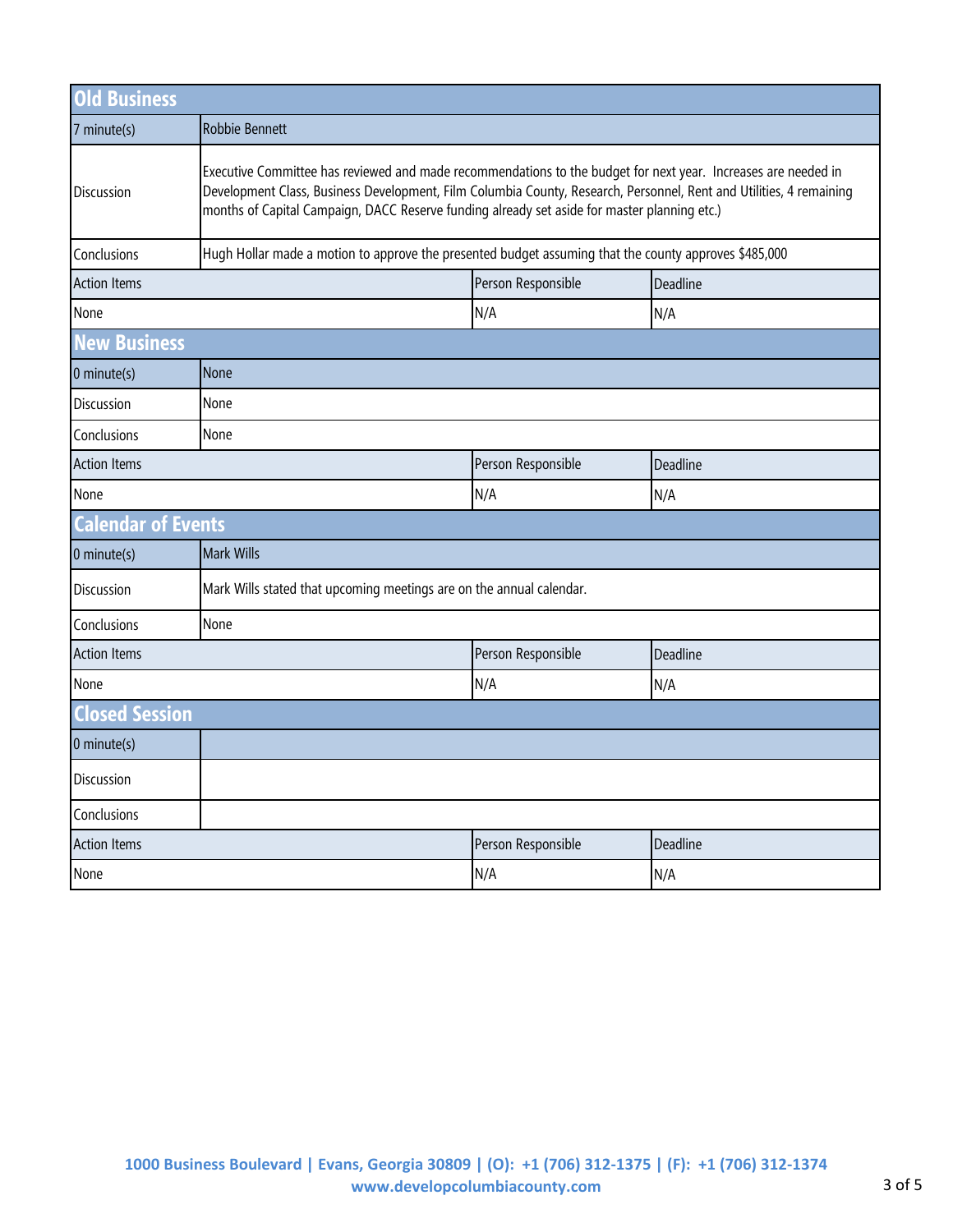## Old Business

| | | | |
|---|---|---|---|
| 7 minute(s) | Robbie Bennett | | |
| Discussion | Executive Committee has reviewed and made recommendations to the budget for next year. Increases are needed in Development Class, Business Development, Film Columbia County, Research, Personnel, Rent and Utilities, 4 remaining months of Capital Campaign, DACC Reserve funding already set aside for master planning etc.) | | |
| Conclusions | Hugh Hollar made a motion to approve the presented budget assuming that the county approves $485,000 | | |
| Action Items | | Person Responsible | Deadline |
| None | | N/A | N/A |

## New Business

| | | | |
|---|---|---|---|
| 0 minute(s) | None | | |
| Discussion | None | | |
| Conclusions | None | | |
| Action Items | | Person Responsible | Deadline |
| None | | N/A | N/A |

## Calendar of Events

| | | | |
|---|---|---|---|
| 0 minute(s) | Mark Wills | | |
| Discussion | Mark Wills stated that upcoming meetings are on the annual calendar. | | |
| Conclusions | None | | |
| Action Items | | Person Responsible | Deadline |
| None | | N/A | N/A |

## Closed Session

| | | | |
|---|---|---|---|
| 0 minute(s) | | | |
| Discussion | | | |
| Conclusions | | | |
| Action Items | | Person Responsible | Deadline |
| None | | N/A | N/A |

1000 Business Boulevard | Evans, Georgia 30809 | (O): +1 (706) 312-1375 | (F): +1 (706) 312-1374
www.developcolumbiacounty.com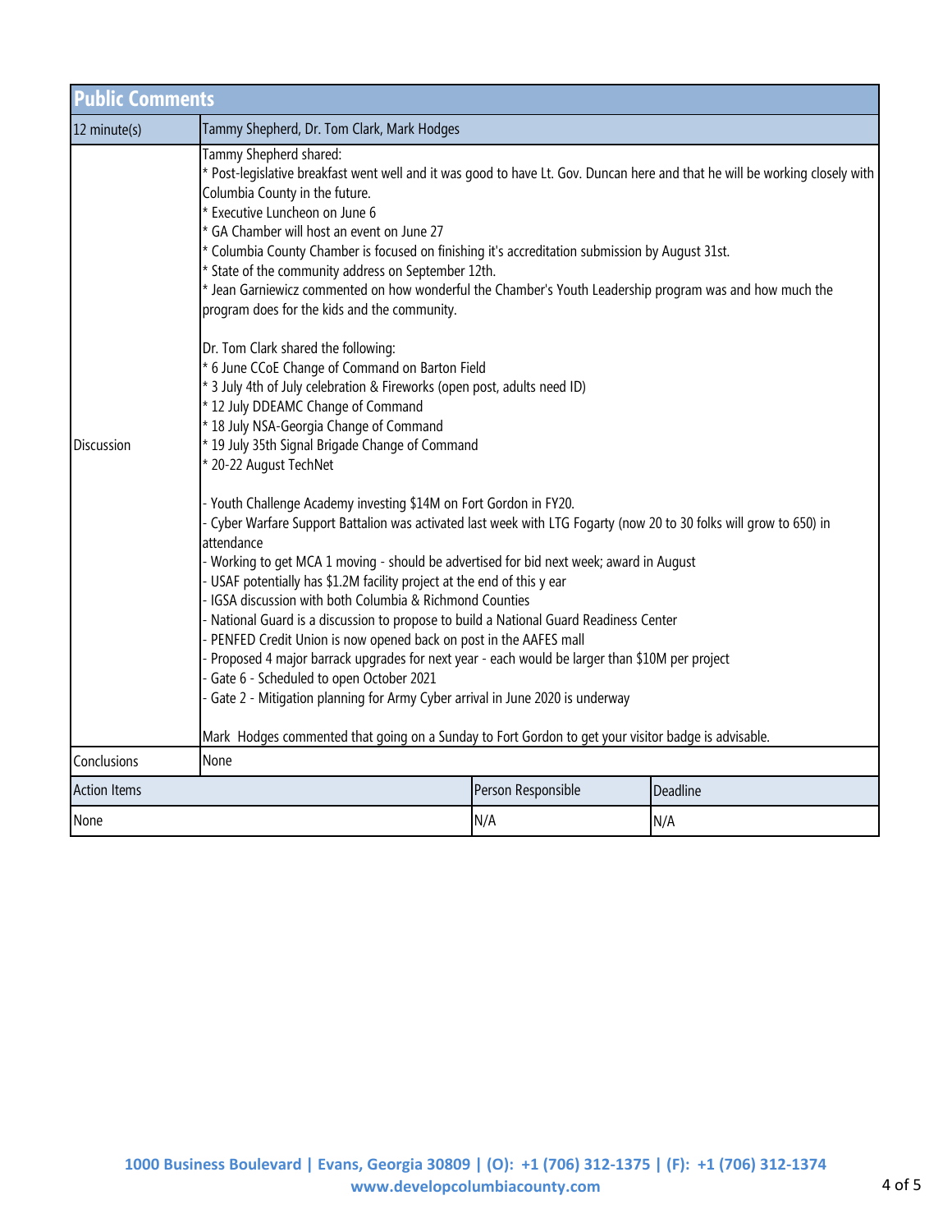| Public Comments | | | |
|---|---|---|---|
| 12 minute(s) | Tammy Shepherd, Dr. Tom Clark, Mark Hodges | | |
| Discussion | Tammy Shepherd shared:<br>* Post-legislative breakfast went well and it was good to have Lt. Gov. Duncan here and that he will be working closely with Columbia County in the future.<br>* Executive Luncheon on June 6<br>* GA Chamber will host an event on June 27<br>* Columbia County Chamber is focused on finishing it's accreditation submission by August 31st.<br>* State of the community address on September 12th.<br>* Jean Garniewicz commented on how wonderful the Chamber's Youth Leadership program was and how much the program does for the kids and the community.<br><br>Dr. Tom Clark shared the following:<br>* 6 June CCoE Change of Command on Barton Field<br>* 3 July 4th of July celebration & Fireworks (open post, adults need ID)<br>* 12 July DDEAMC Change of Command<br>* 18 July NSA-Georgia Change of Command<br>* 19 July 35th Signal Brigade Change of Command<br>* 20-22 August TechNet<br><br>- Youth Challenge Academy investing $14M on Fort Gordon in FY20.<br>- Cyber Warfare Support Battalion was activated last week with LTG Fogarty (now 20 to 30 folks will grow to 650) in attendance<br>- Working to get MCA 1 moving - should be advertised for bid next week; award in August<br>- USAF potentially has $1.2M facility project at the end of this y ear<br>- IGSA discussion with both Columbia & Richmond Counties<br>- National Guard is a discussion to propose to build a National Guard Readiness Center<br>- PENFED Credit Union is now opened back on post in the AAFES mall<br>- Proposed 4 major barrack upgrades for next year - each would be larger than $10M per project<br>- Gate 6 - Scheduled to open October 2021<br>- Gate 2 - Mitigation planning for Army Cyber arrival in June 2020 is underway<br><br>Mark Hodges commented that going on a Sunday to Fort Gordon to get your visitor badge is advisable. | | |
| Conclusions | None | | |
| Action Items | | Person Responsible | Deadline |
| None | | N/A | N/A |

**1000 Business Boulevard | Evans, Georgia 30809 | (O): +1 (706) 312-1375 | (F): +1 (706) 312-1374**
**www.developcolumbiacounty.com**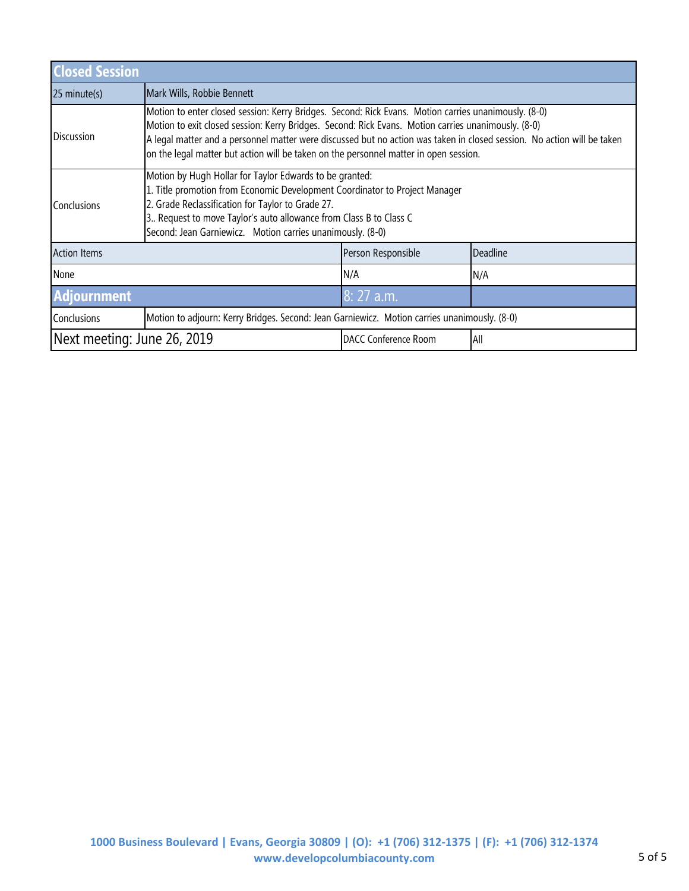| Closed Session | | | |
|---|---|---|---|
| 25 minute(s) | Mark Wills, Robbie Bennett | | |
| Discussion | Motion to enter closed session: Kerry Bridges. Second: Rick Evans. Motion carries unanimously. (8-0)<br>Motion to exit closed session: Kerry Bridges. Second: Rick Evans. Motion carries unanimously. (8-0)<br>A legal matter and a personnel matter were discussed but no action was taken in closed session. No action will be taken on the legal matter but action will be taken on the personnel matter in open session. | | |
| Conclusions | Motion by Hugh Hollar for Taylor Edwards to be granted:<br>1. Title promotion from Economic Development Coordinator to Project Manager<br>2. Grade Reclassification for Taylor to Grade 27.<br>3.. Request to move Taylor's auto allowance from Class B to Class C<br>Second: Jean Garniewicz. Motion carries unanimously. (8-0) | | |
| Action Items | | Person Responsible | Deadline |
| None | | N/A | N/A |
| **Adjournment** | | 8: 27 a.m. | |
| Conclusions | Motion to adjourn: Kerry Bridges. Second: Jean Garniewicz. Motion carries unanimously. (8-0) | | |
| Next meeting: June 26, 2019 | | DACC Conference Room | All |

**1000 Business Boulevard | Evans, Georgia 30809 | (O): +1 (706) 312-1375 | (F): +1 (706) 312-1374**
**www.developcolumbiacounty.com**